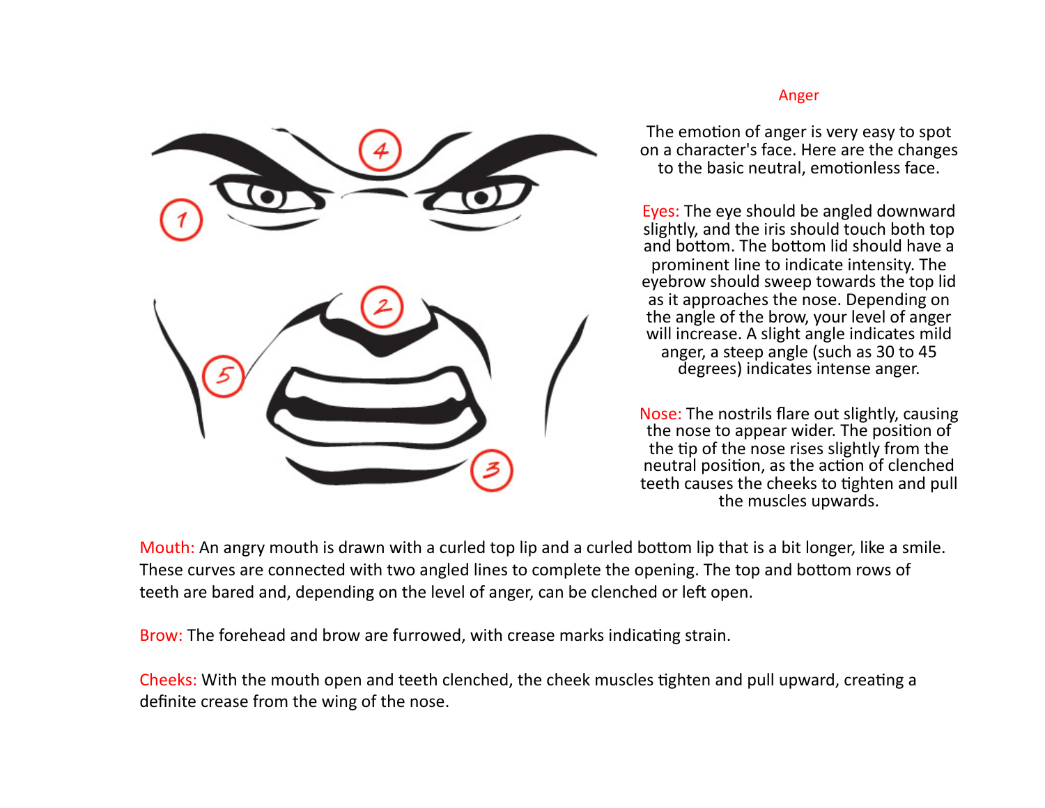## Anger

The emotion of anger is very easy to spot on a character's face. Here are the changes to the basic neutral, emotionless face.

Eyes: The eye should be angled downward slightly, and the iris should touch both top and bottom. The bottom lid should have a prominent line to indicate intensity. The eyebrow should sweep towards the top lid as it approaches the nose. Depending on the angle of the brow, your level of anger will increase. A slight angle indicates mild anger, a steep angle (such as 30 to 45 degrees) indicates intense anger.

Nose: The nostrils flare out slightly, causing the nose to appear wider. The position of the tip of the nose rises slightly from the neutral position, as the action of clenched teeth causes the cheeks to tighten and pull the muscles upwards.

Mouth: An angry mouth is drawn with a curled top lip and a curled bottom lip that is a bit longer, like a smile. These curves are connected with two angled lines to complete the opening. The top and bottom rows of teeth are bared and, depending on the level of anger, can be clenched or left open.

Brow: The forehead and brow are furrowed, with crease marks indicating strain.

Cheeks: With the mouth open and teeth clenched, the cheek muscles tighten and pull upward, creating a definite crease from the wing of the nose.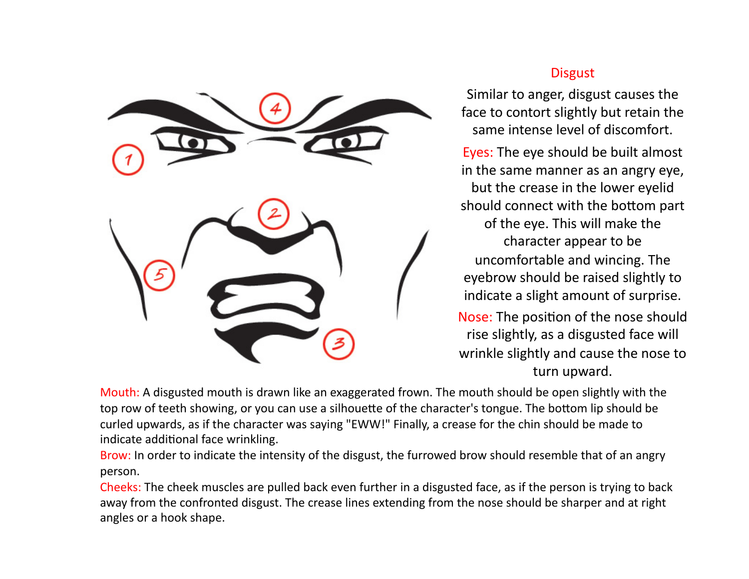## Disgust

Similar to anger, disgust causes the face to contort slightly but retain the same intense level of discomfort.

**Eyes:** The eye should be built almost in the same manner as an angry eye, but the crease in the lower eyelid should connect with the bottom part of the eye. This will make the character appear to be uncomfortable and wincing. The eyebrow should be raised slightly to indicate a slight amount of surprise.

**Nose:** The position of the nose should rise slightly, as a disgusted face will wrinkle slightly and cause the nose to turn upward.

**Mouth:** A disgusted mouth is drawn like an exaggerated frown. The mouth should be open slightly with the top row of teeth showing, or you can use a silhouette of the character's tongue. The bottom lip should be curled upwards, as if the character was saying "EWW!" Finally, a crease for the chin should be made to indicate additional face wrinkling.

**Brow:** In order to indicate the intensity of the disgust, the furrowed brow should resemble that of an angry person.

**Cheeks:** The cheek muscles are pulled back even further in a disgusted face, as if the person is trying to back away from the confronted disgust. The crease lines extending from the nose should be sharper and at right angles or a hook shape.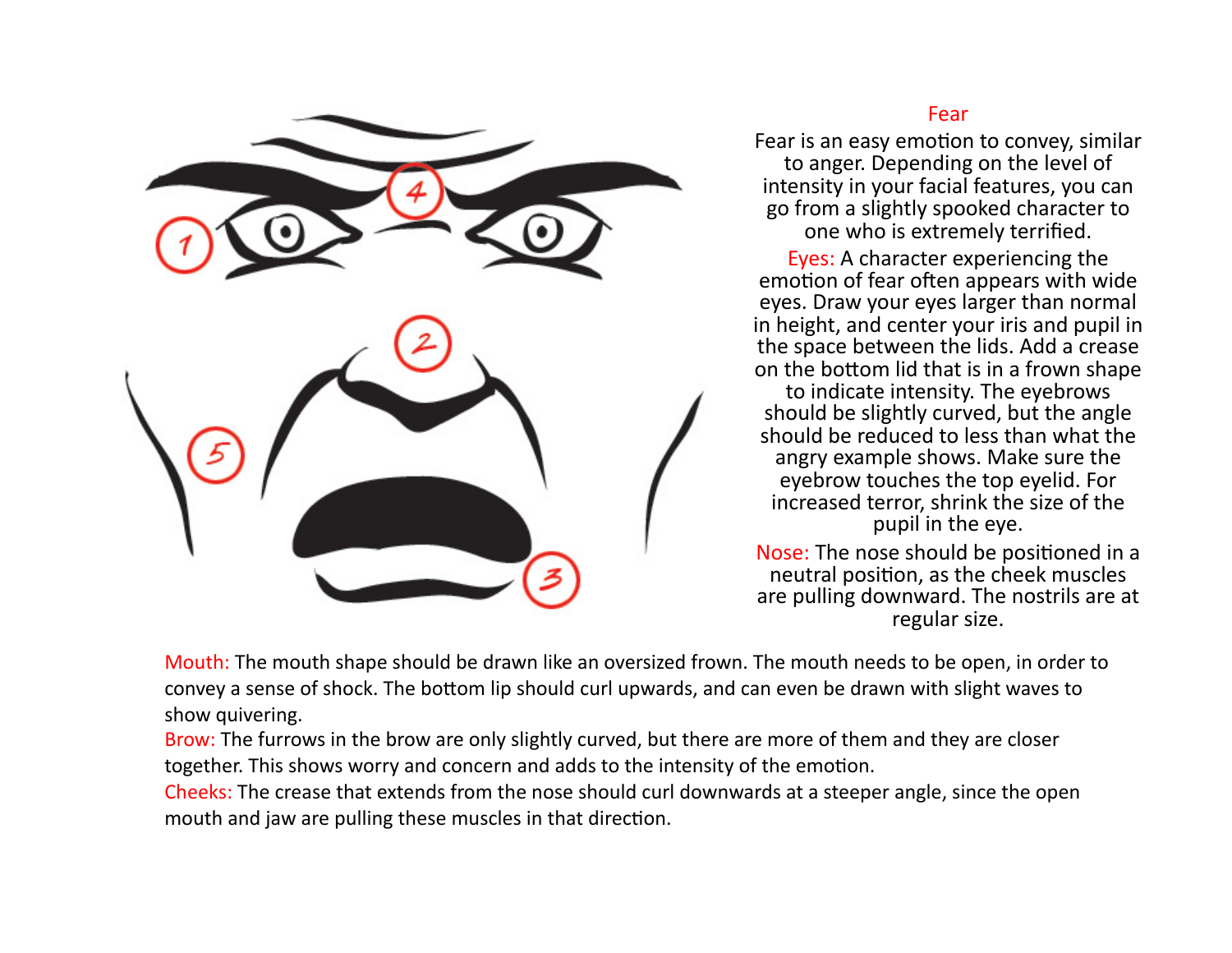## Fear

Fear is an easy emotion to convey, similar to anger. Depending on the level of intensity in your facial features, you can go from a slightly spooked character to one who is extremely terrified.

**Eyes:** A character experiencing the emotion of fear often appears with wide eyes. Draw your eyes larger than normal in height, and center your iris and pupil in the space between the lids. Add a crease on the bottom lid that is in a frown shape to indicate intensity. The eyebrows should be slightly curved, but the angle should be reduced to less than what the angry example shows. Make sure the eyebrow touches the top eyelid. For increased terror, shrink the size of the pupil in the eye.

**Nose:** The nose should be positioned in a neutral position, as the cheek muscles are pulling downward. The nostrils are at regular size.

**Mouth:** The mouth shape should be drawn like an oversized frown. The mouth needs to be open, in order to convey a sense of shock. The bottom lip should curl upwards, and can even be drawn with slight waves to show quivering.

**Brow:** The furrows in the brow are only slightly curved, but there are more of them and they are closer together. This shows worry and concern and adds to the intensity of the emotion.

**Cheeks:** The crease that extends from the nose should curl downwards at a steeper angle, since the open mouth and jaw are pulling these muscles in that direction.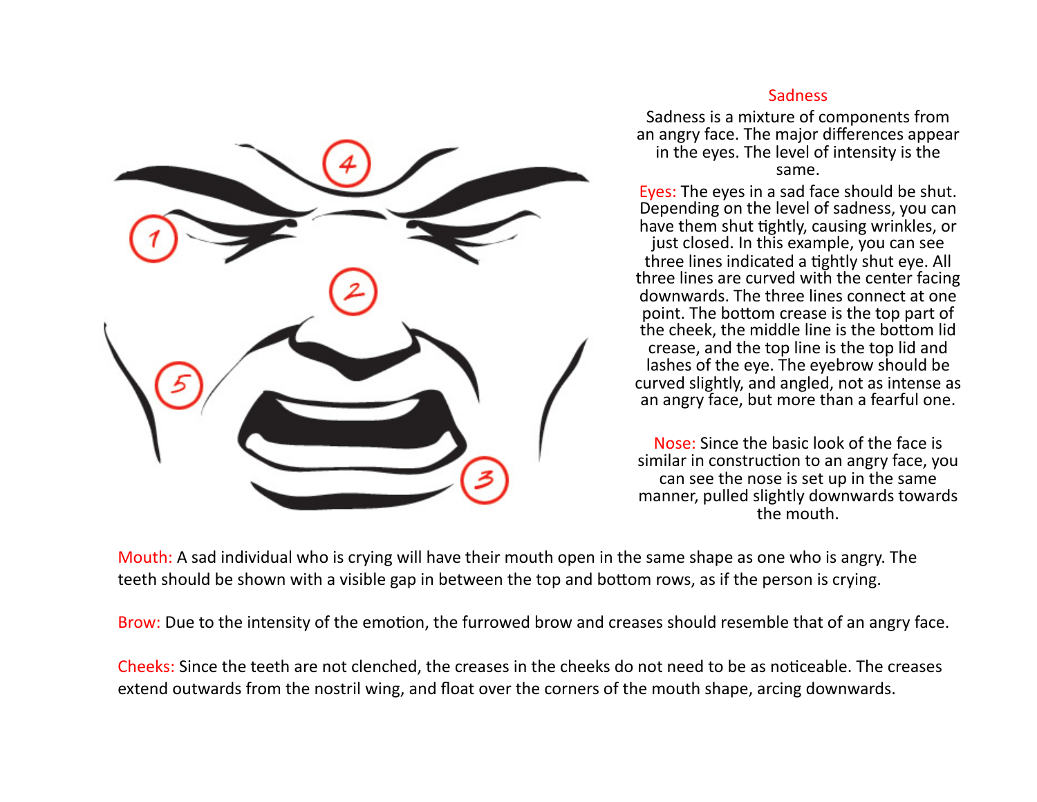## Sadness

Sadness is a mixture of components from an angry face. The major differences appear in the eyes. The level of intensity is the same.

**Eyes:** The eyes in a sad face should be shut. Depending on the level of sadness, you can have them shut tightly, causing wrinkles, or just closed. In this example, you can see three lines indicated a tightly shut eye. All three lines are curved with the center facing downwards. The three lines connect at one point. The bottom crease is the top part of the cheek, the middle line is the bottom lid crease, and the top line is the top lid and lashes of the eye. The eyebrow should be curved slightly, and angled, not as intense as an angry face, but more than a fearful one.

**Nose:** Since the basic look of the face is similar in construction to an angry face, you can see the nose is set up in the same manner, pulled slightly downwards towards the mouth.

**Mouth:** A sad individual who is crying will have their mouth open in the same shape as one who is angry. The teeth should be shown with a visible gap in between the top and bottom rows, as if the person is crying.

**Brow:** Due to the intensity of the emotion, the furrowed brow and creases should resemble that of an angry face.

**Cheeks:** Since the teeth are not clenched, the creases in the cheeks do not need to be as noticeable. The creases extend outwards from the nostril wing, and float over the corners of the mouth shape, arcing downwards.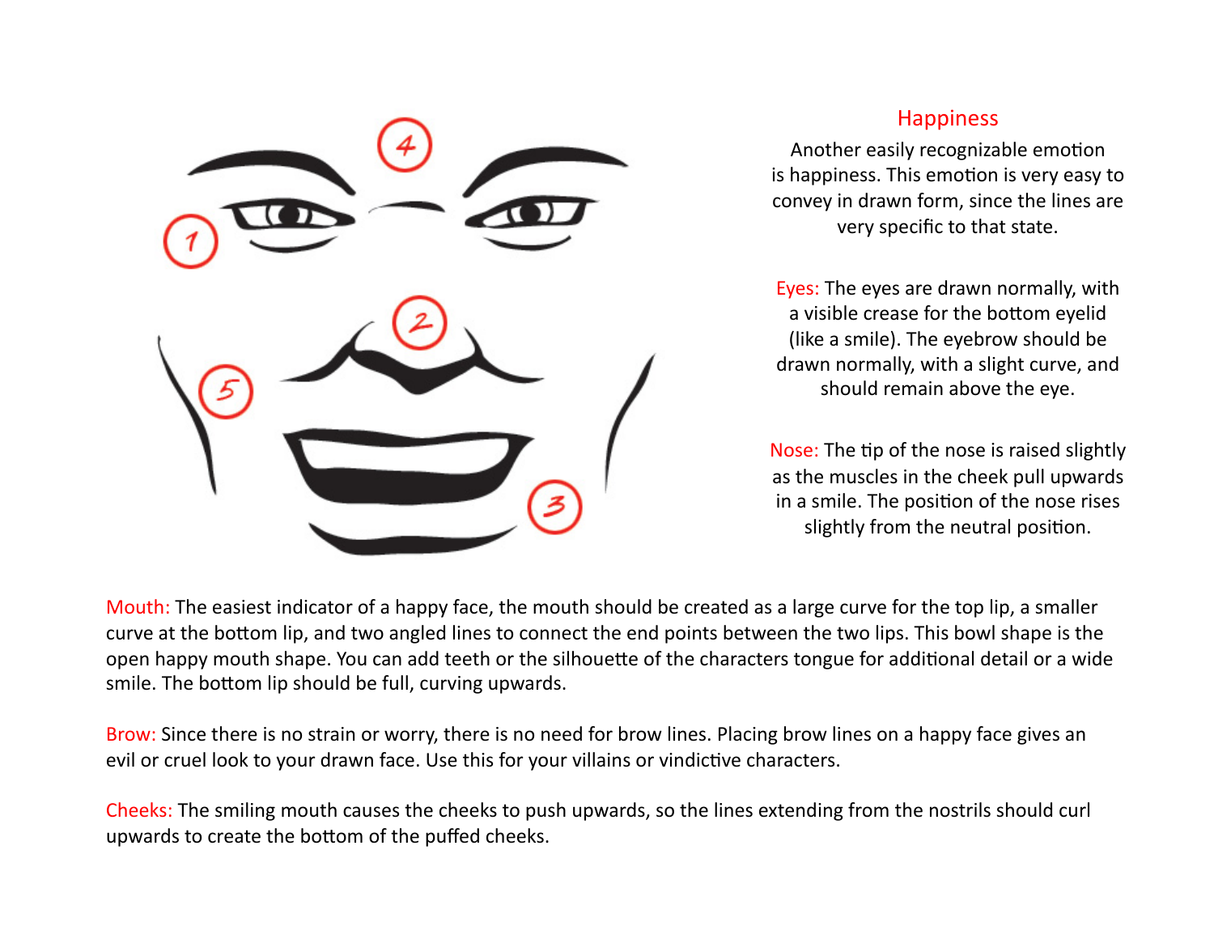## Happiness

Another easily recognizable emotion is happiness. This emotion is very easy to convey in drawn form, since the lines are very specific to that state.

Eyes: The eyes are drawn normally, with a visible crease for the bottom eyelid (like a smile). The eyebrow should be drawn normally, with a slight curve, and should remain above the eye.

Nose: The tip of the nose is raised slightly as the muscles in the cheek pull upwards in a smile. The position of the nose rises slightly from the neutral position.

Mouth: The easiest indicator of a happy face, the mouth should be created as a large curve for the top lip, a smaller curve at the bottom lip, and two angled lines to connect the end points between the two lips. This bowl shape is the open happy mouth shape. You can add teeth or the silhouette of the characters tongue for additional detail or a wide smile. The bottom lip should be full, curving upwards.

Brow: Since there is no strain or worry, there is no need for brow lines. Placing brow lines on a happy face gives an evil or cruel look to your drawn face. Use this for your villains or vindictive characters.

Cheeks: The smiling mouth causes the cheeks to push upwards, so the lines extending from the nostrils should curl upwards to create the bottom of the puffed cheeks.